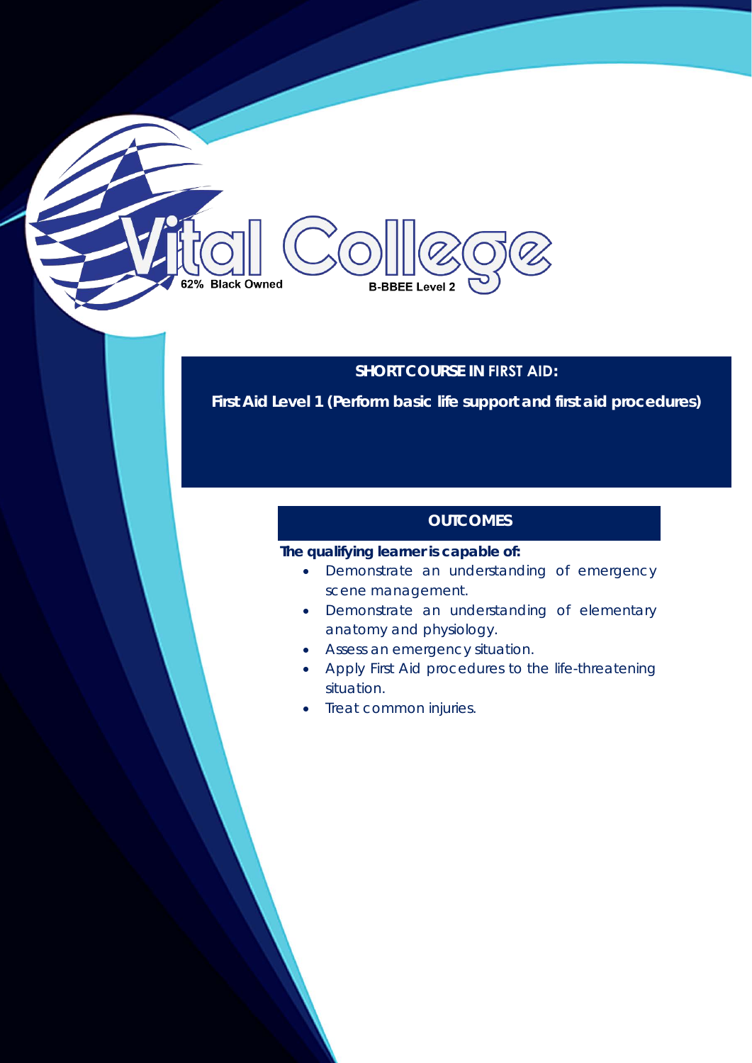Vital College

62% Black Owned

B-BBEE Level 2

## SHORT COURSE IN FIRST AID:

**First Aid Level 1 (Perform basic life support and first aid procedures)**

## OUTCOMES

**The qualifying learner is capable of:**

- Demonstrate an understanding of emergency scene management.
- Demonstrate an understanding of elementary anatomy and physiology.
- Assess an emergency situation.
- Apply First Aid procedures to the life-threatening situation.
- Treat common injuries.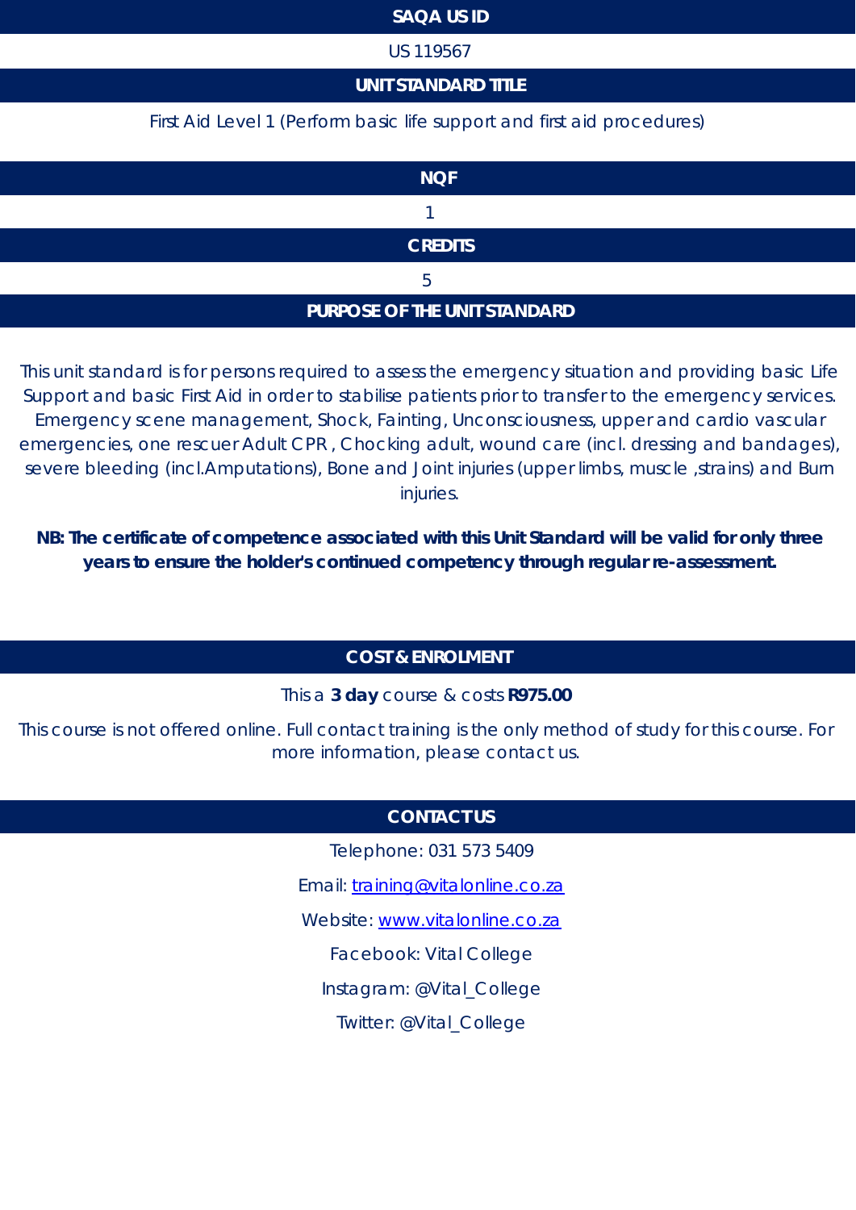## SAQA US ID

US 119567

## UNIT STANDARD TITLE

First Aid Level 1 (Perform basic life support and first aid procedures)

## NQF

1

## CREDITS

5

## PURPOSE OF THE UNIT STANDARD

This unit standard is for persons required to assess the emergency situation and providing basic Life Support and basic First Aid in order to stabilise patients prior to transfer to the emergency services. Emergency scene management, Shock, Fainting, Unconsciousness, upper and cardio vascular emergencies, one rescuer Adult CPR , Chocking adult, wound care (incl. dressing and bandages), severe bleeding (incl.Amputations), Bone and Joint injuries (upper limbs, muscle ,strains) and Burn injuries.

**NB: The certificate of competence associated with this Unit Standard will be valid for only three years to ensure the holder's continued competency through regular re-assessment.**

## COST & ENROLMENT

This a **3 day** course & costs **R975.00**

This course is not offered online. Full contact training is the only method of study for this course. For more information, please contact us.

## CONTACT US

Telephone: 031 573 5409

Email: training@vitalonline.co.za

Website: www.vitalonline.co.za

Facebook: Vital College

Instagram: @Vital_College

Twitter: @Vital_College